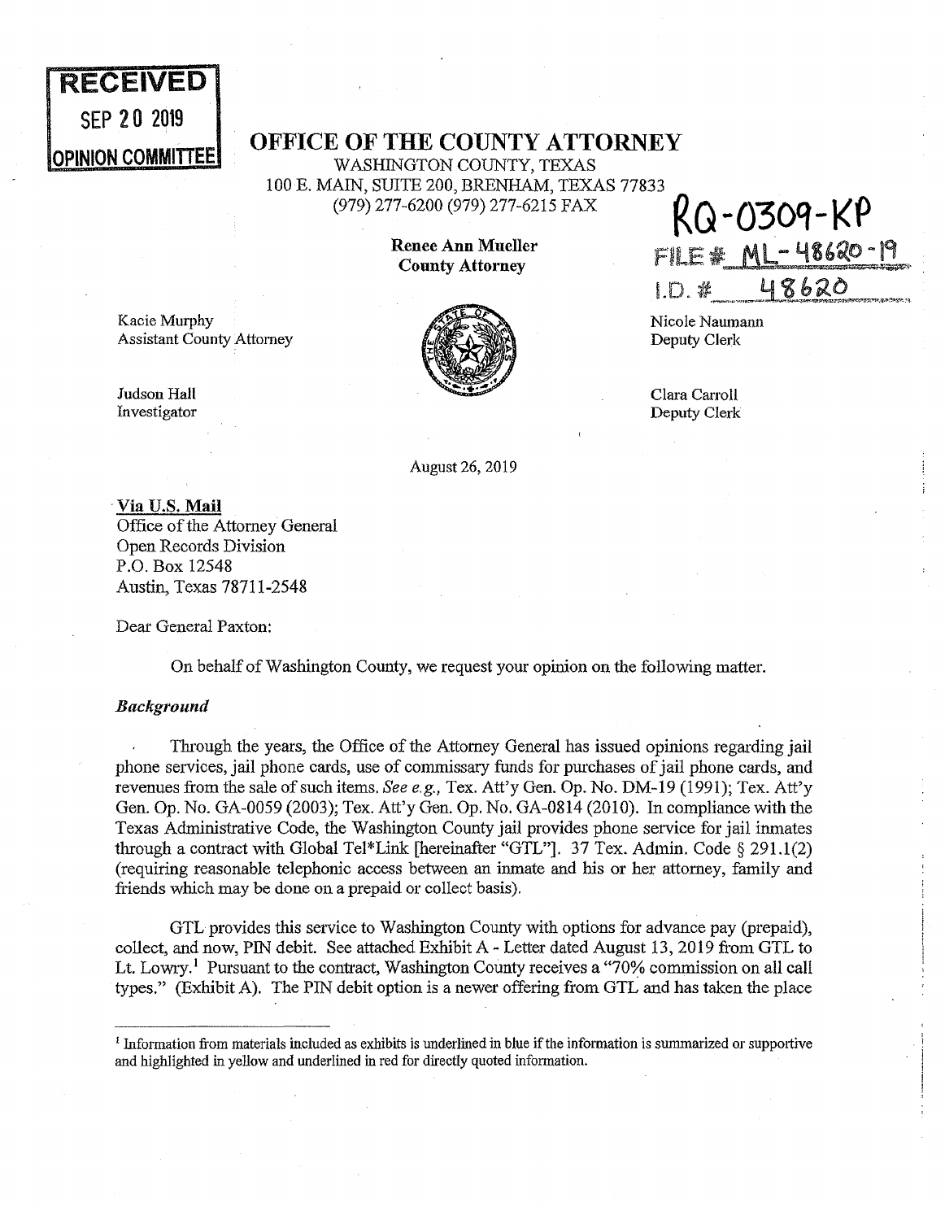**RECEIVED**
**SEP 20 2019**
**OPINION COMMITTEE**

# OFFICE OF THE COUNTY ATTORNEY

WASHINGTON COUNTY, TEXAS
100 E. MAIN, SUITE 200, BRENHAM, TEXAS 77833
(979) 277-6200 (979) 277-6215 FAX

RQ-0309-KP
FILE # ML-48620-19
I.D. # 48620

**Renee Ann Mueller**
**County Attorney**

Kacie Murphy
Assistant County Attorney

Judson Hall
Investigator

Nicole Naumann
Deputy Clerk

Clara Carroll
Deputy Clerk

August 26, 2019

**Via U.S. Mail**
Office of the Attorney General
Open Records Division
P.O. Box 12548
Austin, Texas 78711-2548

Dear General Paxton:

On behalf of Washington County, we request your opinion on the following matter.

***Background***

Through the years, the Office of the Attorney General has issued opinions regarding jail phone services, jail phone cards, use of commissary funds for purchases of jail phone cards, and revenues from the sale of such items. *See e.g.,* Tex. Att'y Gen. Op. No. DM-19 (1991); Tex. Att'y Gen. Op. No. GA-0059 (2003); Tex. Att'y Gen. Op. No. GA-0814 (2010). In compliance with the Texas Administrative Code, the Washington County jail provides phone service for jail inmates through a contract with Global Tel*Link [hereinafter "GTL"]. 37 Tex. Admin. Code § 291.1(2) (requiring reasonable telephonic access between an inmate and his or her attorney, family and friends which may be done on a prepaid or collect basis).

GTL provides this service to Washington County with options for advance pay (prepaid), collect, and now, PIN debit. See attached Exhibit A - Letter dated August 13, 2019 from GTL to Lt. Lowry.[1] Pursuant to the contract, Washington County receives a "70% commission on all call types." (Exhibit A). The PIN debit option is a newer offering from GTL and has taken the place

[1] Information from materials included as exhibits is underlined in blue if the information is summarized or supportive and highlighted in yellow and underlined in red for directly quoted information.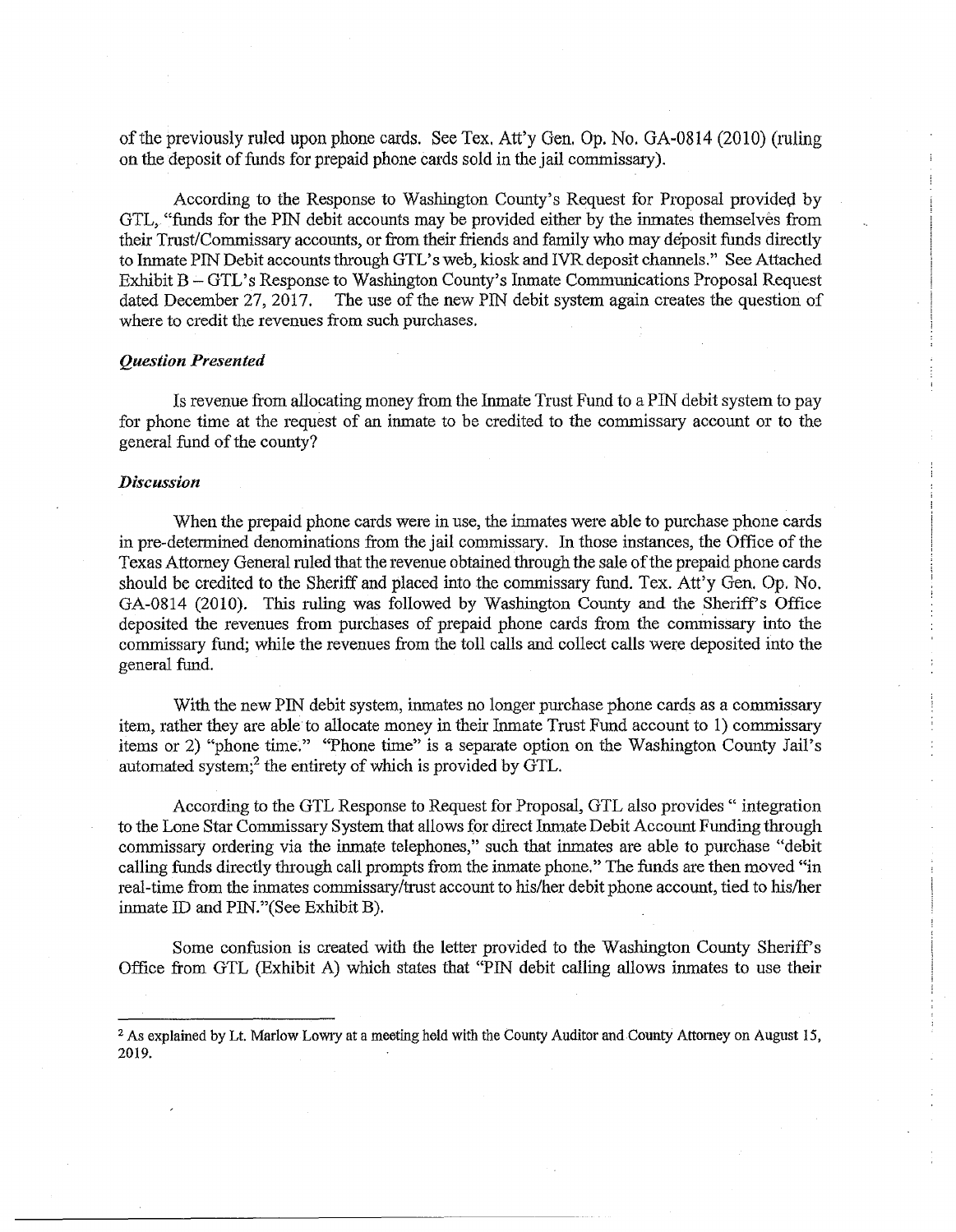of the previously ruled upon phone cards. See Tex. Att'y Gen. Op. No. GA-0814 (2010) (ruling on the deposit of funds for prepaid phone cards sold in the jail commissary).

According to the Response to Washington County's Request for Proposal provided by GTL, "funds for the PIN debit accounts may be provided either by the inmates themselves from their Trust/Commissary accounts, or from their friends and family who may deposit funds directly to Inmate PIN Debit accounts through GTL's web, kiosk and IVR deposit channels." See Attached Exhibit B – GTL's Response to Washington County's Inmate Communications Proposal Request dated December 27, 2017. The use of the new PIN debit system again creates the question of where to credit the revenues from such purchases.

### *Question Presented*

Is revenue from allocating money from the Inmate Trust Fund to a PIN debit system to pay for phone time at the request of an inmate to be credited to the commissary account or to the general fund of the county?

### *Discussion*

When the prepaid phone cards were in use, the inmates were able to purchase phone cards in pre-determined denominations from the jail commissary. In those instances, the Office of the Texas Attorney General ruled that the revenue obtained through the sale of the prepaid phone cards should be credited to the Sheriff and placed into the commissary fund. Tex. Att'y Gen. Op. No. GA-0814 (2010). This ruling was followed by Washington County and the Sheriff's Office deposited the revenues from purchases of prepaid phone cards from the commissary into the commissary fund; while the revenues from the toll calls and collect calls were deposited into the general fund.

With the new PIN debit system, inmates no longer purchase phone cards as a commissary item, rather they are able to allocate money in their Inmate Trust Fund account to 1) commissary items or 2) "phone time." "Phone time" is a separate option on the Washington County Jail's automated system;[2] the entirety of which is provided by GTL.

According to the GTL Response to Request for Proposal, GTL also provides " integration to the Lone Star Commissary System that allows for direct Inmate Debit Account Funding through commissary ordering via the inmate telephones," such that inmates are able to purchase "debit calling funds directly through call prompts from the inmate phone." The funds are then moved "in real-time from the inmates commissary/trust account to his/her debit phone account, tied to his/her inmate ID and PIN."(See Exhibit B).

Some confusion is created with the letter provided to the Washington County Sheriff's Office from GTL (Exhibit A) which states that "PIN debit calling allows inmates to use their

[2] As explained by Lt. Marlow Lowry at a meeting held with the County Auditor and County Attorney on August 15, 2019.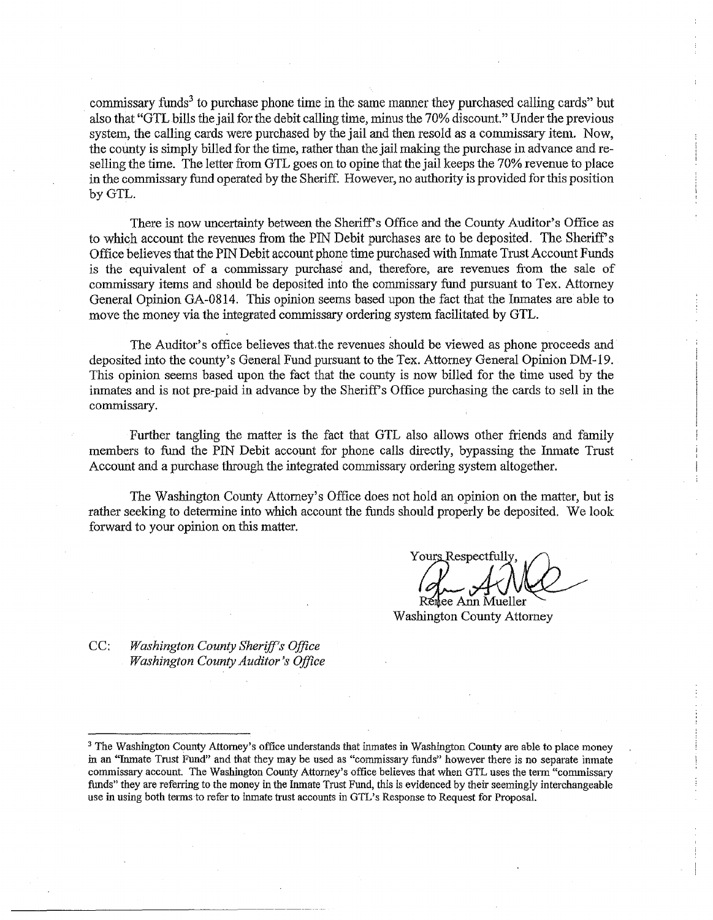commissary funds[3] to purchase phone time in the same manner they purchased calling cards" but also that "GTL bills the jail for the debit calling time, minus the 70% discount." Under the previous system, the calling cards were purchased by the jail and then resold as a commissary item. Now, the county is simply billed for the time, rather than the jail making the purchase in advance and re-selling the time. The letter from GTL goes on to opine that the jail keeps the 70% revenue to place in the commissary fund operated by the Sheriff. However, no authority is provided for this position by GTL.

There is now uncertainty between the Sheriff's Office and the County Auditor's Office as to which account the revenues from the PIN Debit purchases are to be deposited. The Sheriff's Office believes that the PIN Debit account phone time purchased with Inmate Trust Account Funds is the equivalent of a commissary purchase and, therefore, are revenues from the sale of commissary items and should be deposited into the commissary fund pursuant to Tex. Attorney General Opinion GA-0814. This opinion seems based upon the fact that the Inmates are able to move the money via the integrated commissary ordering system facilitated by GTL.

The Auditor's office believes that the revenues should be viewed as phone proceeds and deposited into the county's General Fund pursuant to the Tex. Attorney General Opinion DM-19. This opinion seems based upon the fact that the county is now billed for the time used by the inmates and is not pre-paid in advance by the Sheriff's Office purchasing the cards to sell in the commissary.

Further tangling the matter is the fact that GTL also allows other friends and family members to fund the PIN Debit account for phone calls directly, bypassing the Inmate Trust Account and a purchase through the integrated commissary ordering system altogether.

The Washington County Attorney's Office does not hold an opinion on the matter, but is rather seeking to determine into which account the funds should properly be deposited. We look forward to your opinion on this matter.

Yours Respectfully,

Renee Ann Mueller
Washington County Attorney

CC: *Washington County Sheriff's Office*
*Washington County Auditor's Office*

---

[3] The Washington County Attorney's office understands that inmates in Washington County are able to place money in an "Inmate Trust Fund" and that they may be used as "commissary funds" however there is no separate inmate commissary account. The Washington County Attorney's office believes that when GTL uses the term "commissary funds" they are referring to the money in the Inmate Trust Fund, this is evidenced by their seemingly interchangeable use in using both terms to refer to inmate trust accounts in GTL's Response to Request for Proposal.